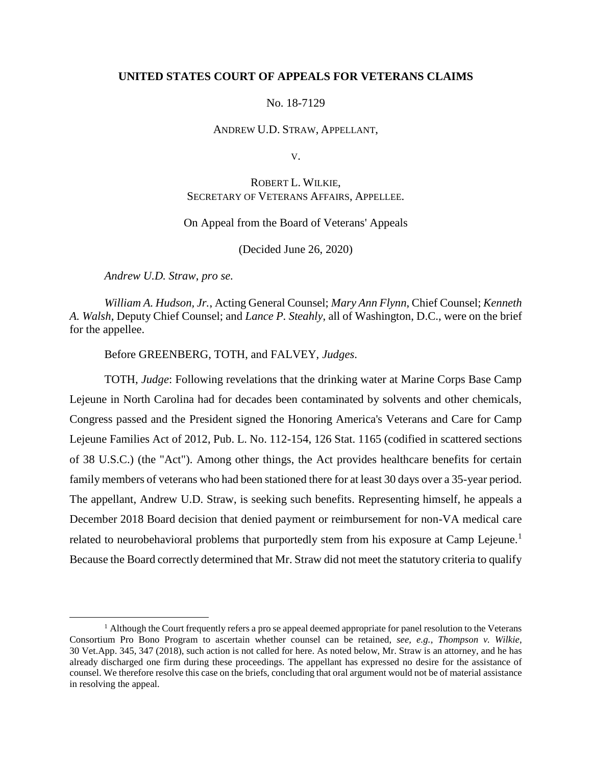**UNITED STATES COURT OF APPEALS FOR VETERANS CLAIMS**

No. 18-7129

ANDREW U.D. STRAW, APPELLANT,

V.

ROBERT L. WILKIE,
SECRETARY OF VETERANS AFFAIRS, APPELLEE.

On Appeal from the Board of Veterans' Appeals

(Decided June 26, 2020)

*Andrew U.D. Straw*, *pro se.*

*William A. Hudson, Jr.*, Acting General Counsel; *Mary Ann Flynn*, Chief Counsel; *Kenneth A. Walsh*, Deputy Chief Counsel; and *Lance P. Steahly*, all of Washington, D.C., were on the brief for the appellee.

Before GREENBERG, TOTH, and FALVEY, *Judges*.

TOTH, *Judge*: Following revelations that the drinking water at Marine Corps Base Camp Lejeune in North Carolina had for decades been contaminated by solvents and other chemicals, Congress passed and the President signed the Honoring America's Veterans and Care for Camp Lejeune Families Act of 2012, Pub. L. No. 112-154, 126 Stat. 1165 (codified in scattered sections of 38 U.S.C.) (the "Act"). Among other things, the Act provides healthcare benefits for certain family members of veterans who had been stationed there for at least 30 days over a 35-year period. The appellant, Andrew U.D. Straw, is seeking such benefits. Representing himself, he appeals a December 2018 Board decision that denied payment or reimbursement for non-VA medical care related to neurobehavioral problems that purportedly stem from his exposure at Camp Lejeune.[1] Because the Board correctly determined that Mr. Straw did not meet the statutory criteria to qualify

[1] Although the Court frequently refers a pro se appeal deemed appropriate for panel resolution to the Veterans Consortium Pro Bono Program to ascertain whether counsel can be retained, *see, e.g.*, *Thompson v. Wilkie*, 30 Vet.App. 345, 347 (2018), such action is not called for here. As noted below, Mr. Straw is an attorney, and he has already discharged one firm during these proceedings. The appellant has expressed no desire for the assistance of counsel. We therefore resolve this case on the briefs, concluding that oral argument would not be of material assistance in resolving the appeal.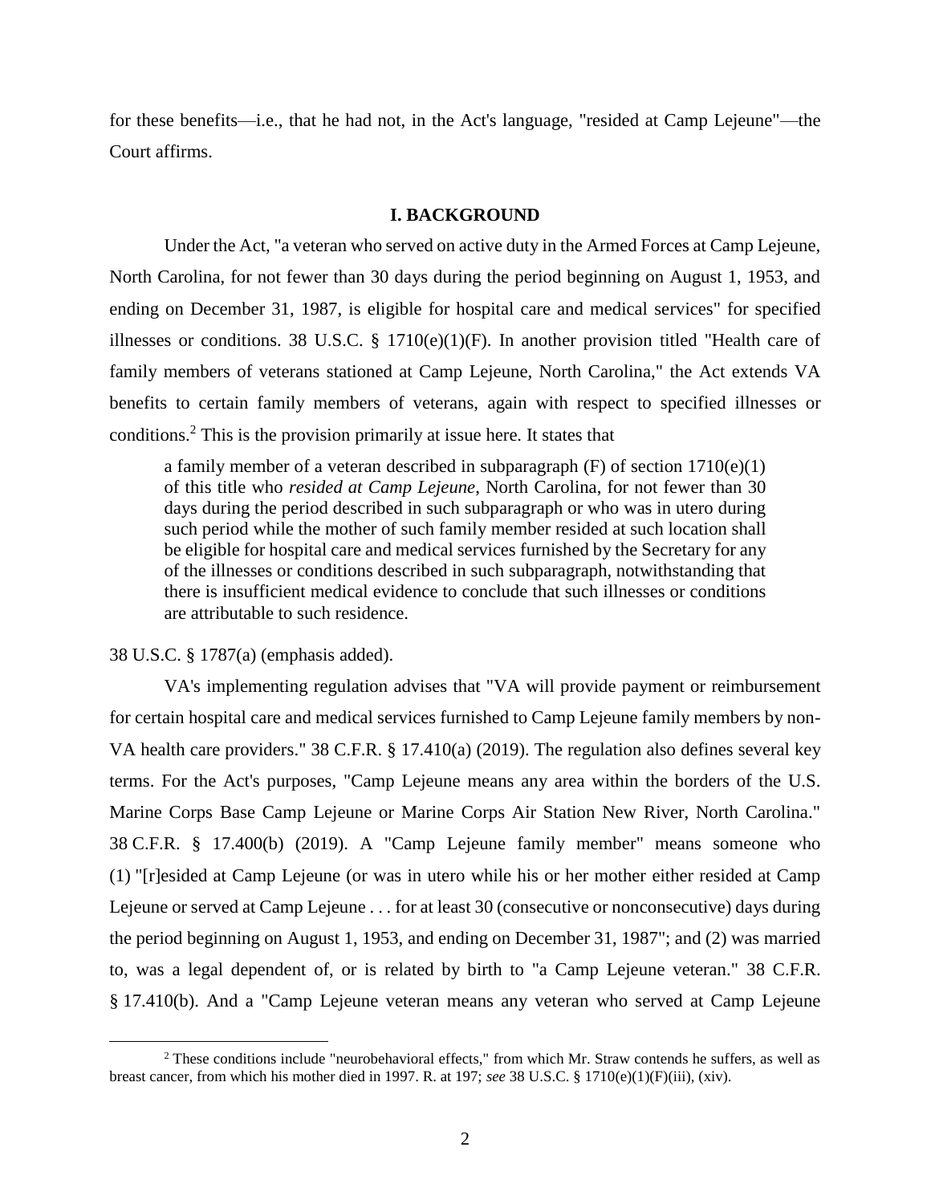for these benefits—i.e., that he had not, in the Act's language, "resided at Camp Lejeune"—the Court affirms.

## I. BACKGROUND

Under the Act, "a veteran who served on active duty in the Armed Forces at Camp Lejeune, North Carolina, for not fewer than 30 days during the period beginning on August 1, 1953, and ending on December 31, 1987, is eligible for hospital care and medical services" for specified illnesses or conditions. 38 U.S.C. § 1710(e)(1)(F). In another provision titled "Health care of family members of veterans stationed at Camp Lejeune, North Carolina," the Act extends VA benefits to certain family members of veterans, again with respect to specified illnesses or conditions.[2] This is the provision primarily at issue here. It states that

> a family member of a veteran described in subparagraph (F) of section 1710(e)(1) of this title who *resided at Camp Lejeune*, North Carolina, for not fewer than 30 days during the period described in such subparagraph or who was in utero during such period while the mother of such family member resided at such location shall be eligible for hospital care and medical services furnished by the Secretary for any of the illnesses or conditions described in such subparagraph, notwithstanding that there is insufficient medical evidence to conclude that such illnesses or conditions are attributable to such residence.

38 U.S.C. § 1787(a) (emphasis added).

VA's implementing regulation advises that "VA will provide payment or reimbursement for certain hospital care and medical services furnished to Camp Lejeune family members by non-VA health care providers." 38 C.F.R. § 17.410(a) (2019). The regulation also defines several key terms. For the Act's purposes, "Camp Lejeune means any area within the borders of the U.S. Marine Corps Base Camp Lejeune or Marine Corps Air Station New River, North Carolina." 38 C.F.R. § 17.400(b) (2019). A "Camp Lejeune family member" means someone who (1) "[r]esided at Camp Lejeune (or was in utero while his or her mother either resided at Camp Lejeune or served at Camp Lejeune . . . for at least 30 (consecutive or nonconsecutive) days during the period beginning on August 1, 1953, and ending on December 31, 1987"; and (2) was married to, was a legal dependent of, or is related by birth to "a Camp Lejeune veteran." 38 C.F.R. § 17.410(b). And a "Camp Lejeune veteran means any veteran who served at Camp Lejeune

---

[2] These conditions include "neurobehavioral effects," from which Mr. Straw contends he suffers, as well as breast cancer, from which his mother died in 1997. R. at 197; *see* 38 U.S.C. § 1710(e)(1)(F)(iii), (xiv).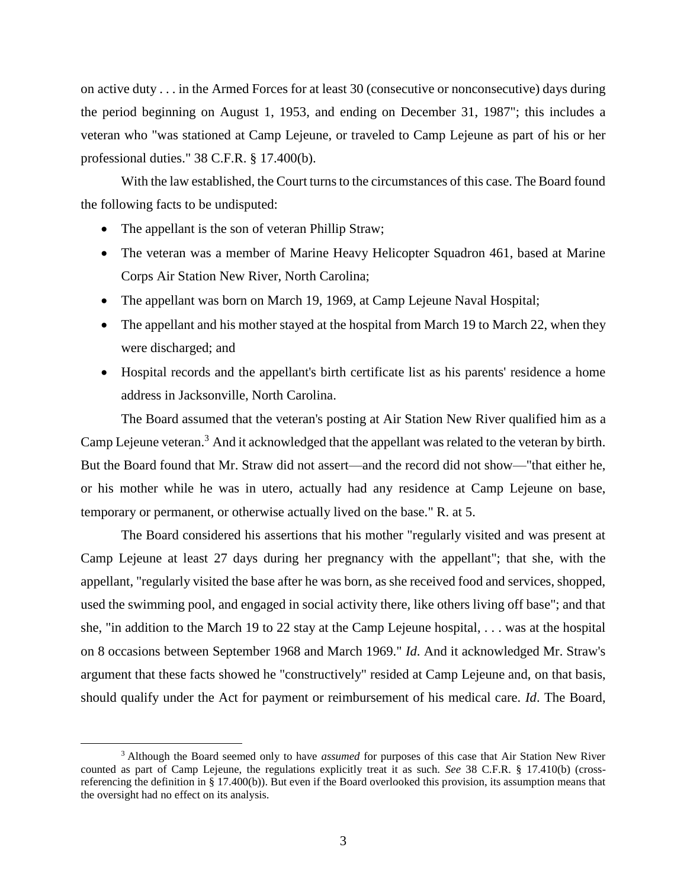on active duty . . . in the Armed Forces for at least 30 (consecutive or nonconsecutive) days during the period beginning on August 1, 1953, and ending on December 31, 1987"; this includes a veteran who "was stationed at Camp Lejeune, or traveled to Camp Lejeune as part of his or her professional duties." 38 C.F.R. § 17.400(b).

With the law established, the Court turns to the circumstances of this case. The Board found the following facts to be undisputed:

- The appellant is the son of veteran Phillip Straw;
- The veteran was a member of Marine Heavy Helicopter Squadron 461, based at Marine Corps Air Station New River, North Carolina;
- The appellant was born on March 19, 1969, at Camp Lejeune Naval Hospital;
- The appellant and his mother stayed at the hospital from March 19 to March 22, when they were discharged; and
- Hospital records and the appellant's birth certificate list as his parents' residence a home address in Jacksonville, North Carolina.

The Board assumed that the veteran's posting at Air Station New River qualified him as a Camp Lejeune veteran.[3] And it acknowledged that the appellant was related to the veteran by birth. But the Board found that Mr. Straw did not assert—and the record did not show—"that either he, or his mother while he was in utero, actually had any residence at Camp Lejeune on base, temporary or permanent, or otherwise actually lived on the base." R. at 5.

The Board considered his assertions that his mother "regularly visited and was present at Camp Lejeune at least 27 days during her pregnancy with the appellant"; that she, with the appellant, "regularly visited the base after he was born, as she received food and services, shopped, used the swimming pool, and engaged in social activity there, like others living off base"; and that she, "in addition to the March 19 to 22 stay at the Camp Lejeune hospital, . . . was at the hospital on 8 occasions between September 1968 and March 1969." *Id.* And it acknowledged Mr. Straw's argument that these facts showed he "constructively" resided at Camp Lejeune and, on that basis, should qualify under the Act for payment or reimbursement of his medical care. *Id*. The Board,

[3] Although the Board seemed only to have *assumed* for purposes of this case that Air Station New River counted as part of Camp Lejeune, the regulations explicitly treat it as such. *See* 38 C.F.R. § 17.410(b) (cross-referencing the definition in § 17.400(b)). But even if the Board overlooked this provision, its assumption means that the oversight had no effect on its analysis.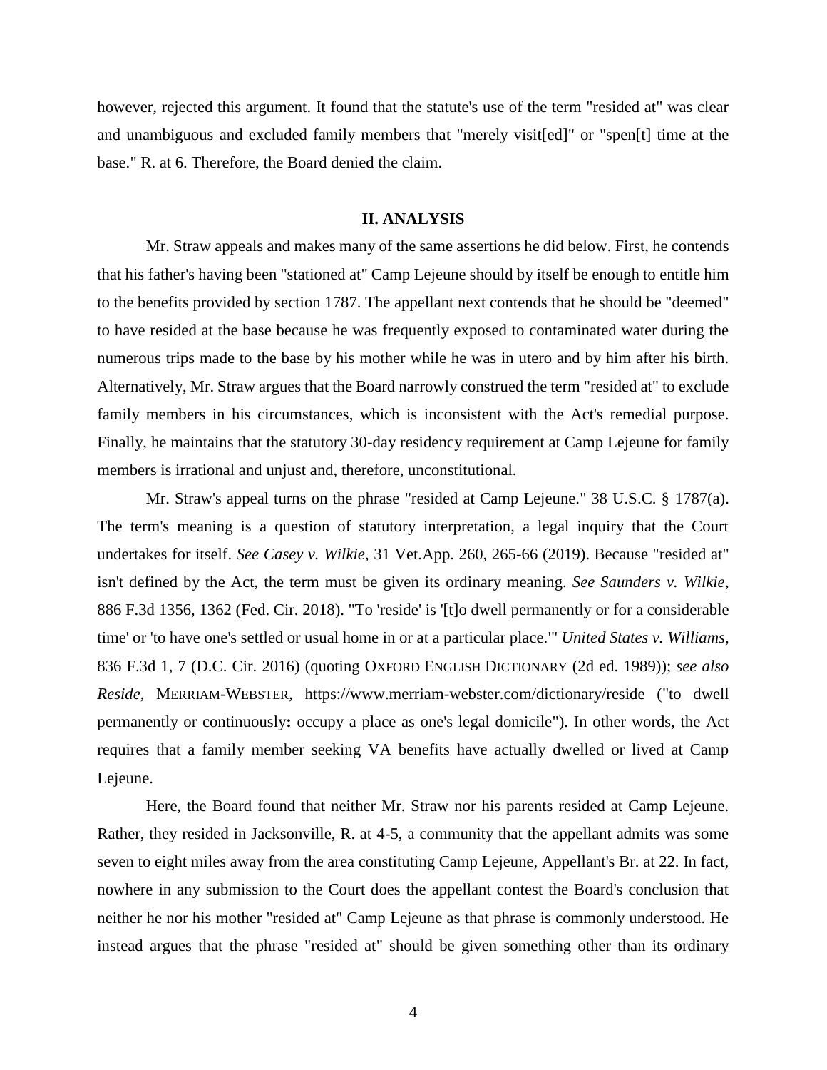however, rejected this argument. It found that the statute's use of the term "resided at" was clear and unambiguous and excluded family members that "merely visit[ed]" or "spen[t] time at the base." R. at 6. Therefore, the Board denied the claim.

## II. ANALYSIS

Mr. Straw appeals and makes many of the same assertions he did below. First, he contends that his father's having been "stationed at" Camp Lejeune should by itself be enough to entitle him to the benefits provided by section 1787. The appellant next contends that he should be "deemed" to have resided at the base because he was frequently exposed to contaminated water during the numerous trips made to the base by his mother while he was in utero and by him after his birth. Alternatively, Mr. Straw argues that the Board narrowly construed the term "resided at" to exclude family members in his circumstances, which is inconsistent with the Act's remedial purpose. Finally, he maintains that the statutory 30-day residency requirement at Camp Lejeune for family members is irrational and unjust and, therefore, unconstitutional.

Mr. Straw's appeal turns on the phrase "resided at Camp Lejeune." 38 U.S.C. § 1787(a). The term's meaning is a question of statutory interpretation, a legal inquiry that the Court undertakes for itself. *See Casey v. Wilkie*, 31 Vet.App. 260, 265-66 (2019). Because "resided at" isn't defined by the Act, the term must be given its ordinary meaning. *See Saunders v. Wilkie*, 886 F.3d 1356, 1362 (Fed. Cir. 2018). "To 'reside' is '[t]o dwell permanently or for a considerable time' or 'to have one's settled or usual home in or at a particular place.'" *United States v. Williams*, 836 F.3d 1, 7 (D.C. Cir. 2016) (quoting OXFORD ENGLISH DICTIONARY (2d ed. 1989)); *see also Reside*, MERRIAM-WEBSTER, https://www.merriam-webster.com/dictionary/reside ("to dwell permanently or continuously**:** occupy a place as one's legal domicile"). In other words, the Act requires that a family member seeking VA benefits have actually dwelled or lived at Camp Lejeune.

Here, the Board found that neither Mr. Straw nor his parents resided at Camp Lejeune. Rather, they resided in Jacksonville, R. at 4-5, a community that the appellant admits was some seven to eight miles away from the area constituting Camp Lejeune, Appellant's Br. at 22. In fact, nowhere in any submission to the Court does the appellant contest the Board's conclusion that neither he nor his mother "resided at" Camp Lejeune as that phrase is commonly understood. He instead argues that the phrase "resided at" should be given something other than its ordinary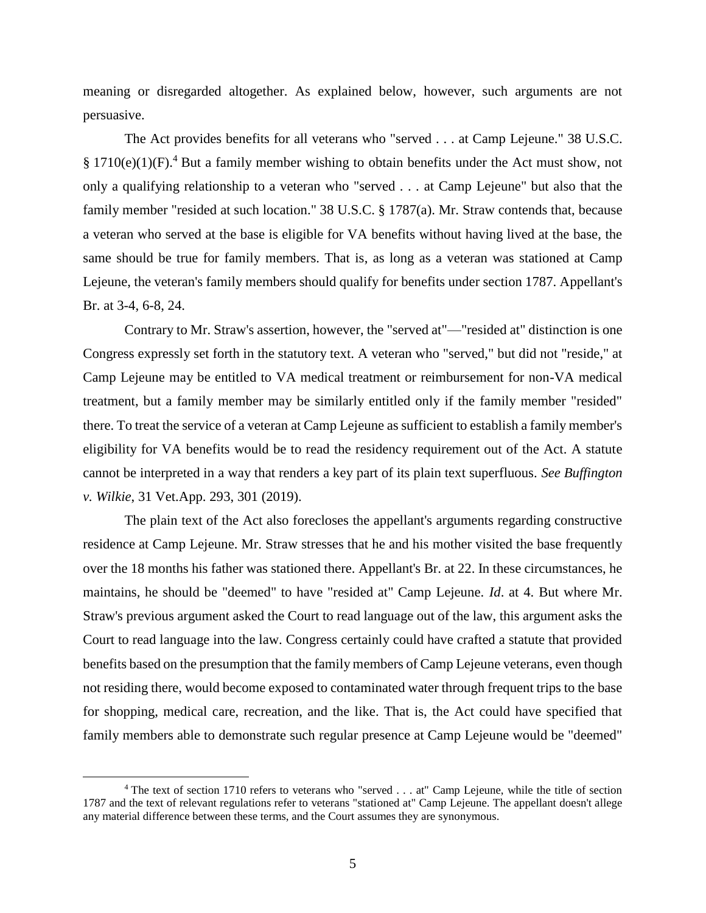meaning or disregarded altogether. As explained below, however, such arguments are not persuasive.

The Act provides benefits for all veterans who "served . . . at Camp Lejeune." 38 U.S.C. § 1710(e)(1)(F).[4] But a family member wishing to obtain benefits under the Act must show, not only a qualifying relationship to a veteran who "served . . . at Camp Lejeune" but also that the family member "resided at such location." 38 U.S.C. § 1787(a). Mr. Straw contends that, because a veteran who served at the base is eligible for VA benefits without having lived at the base, the same should be true for family members. That is, as long as a veteran was stationed at Camp Lejeune, the veteran's family members should qualify for benefits under section 1787. Appellant's Br. at 3-4, 6-8, 24.

Contrary to Mr. Straw's assertion, however, the "served at"—"resided at" distinction is one Congress expressly set forth in the statutory text. A veteran who "served," but did not "reside," at Camp Lejeune may be entitled to VA medical treatment or reimbursement for non-VA medical treatment, but a family member may be similarly entitled only if the family member "resided" there. To treat the service of a veteran at Camp Lejeune as sufficient to establish a family member's eligibility for VA benefits would be to read the residency requirement out of the Act. A statute cannot be interpreted in a way that renders a key part of its plain text superfluous. *See Buffington v. Wilkie*, 31 Vet.App. 293, 301 (2019).

The plain text of the Act also forecloses the appellant's arguments regarding constructive residence at Camp Lejeune. Mr. Straw stresses that he and his mother visited the base frequently over the 18 months his father was stationed there. Appellant's Br. at 22. In these circumstances, he maintains, he should be "deemed" to have "resided at" Camp Lejeune. *Id*. at 4. But where Mr. Straw's previous argument asked the Court to read language out of the law, this argument asks the Court to read language into the law. Congress certainly could have crafted a statute that provided benefits based on the presumption that the family members of Camp Lejeune veterans, even though not residing there, would become exposed to contaminated water through frequent trips to the base for shopping, medical care, recreation, and the like. That is, the Act could have specified that family members able to demonstrate such regular presence at Camp Lejeune would be "deemed"

[4] The text of section 1710 refers to veterans who "served . . . at" Camp Lejeune, while the title of section 1787 and the text of relevant regulations refer to veterans "stationed at" Camp Lejeune. The appellant doesn't allege any material difference between these terms, and the Court assumes they are synonymous.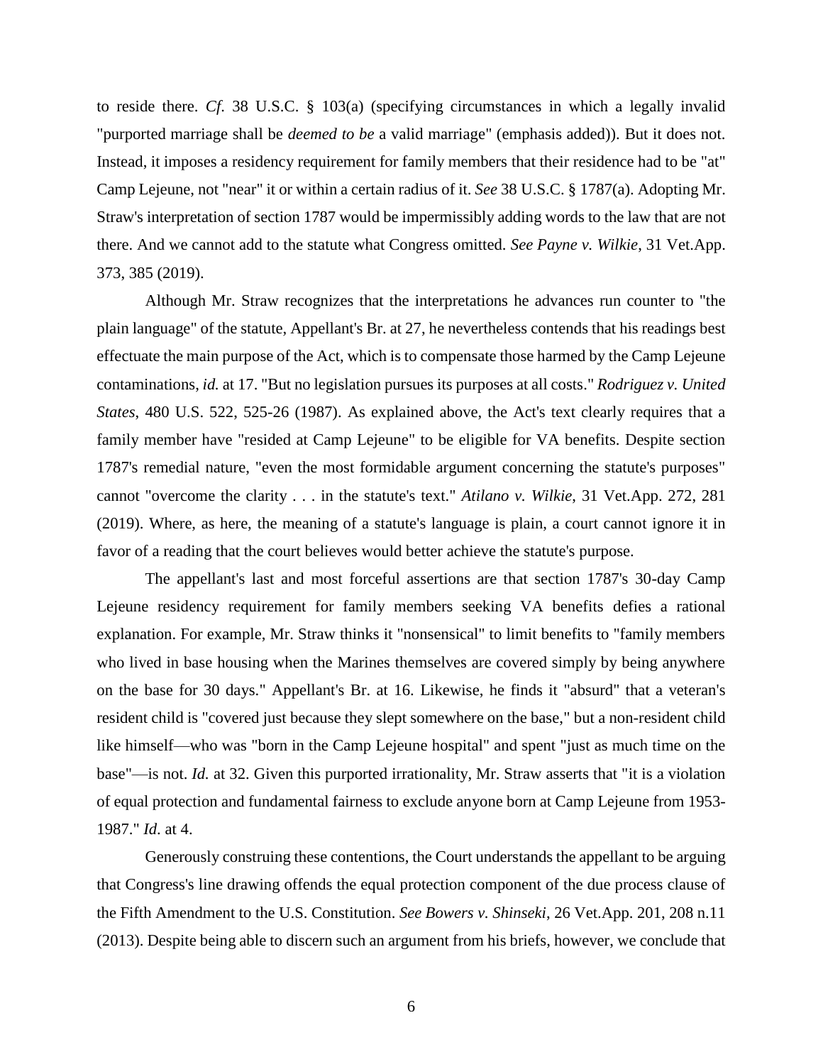to reside there. *Cf.* 38 U.S.C. § 103(a) (specifying circumstances in which a legally invalid "purported marriage shall be *deemed to be* a valid marriage" (emphasis added)). But it does not. Instead, it imposes a residency requirement for family members that their residence had to be "at" Camp Lejeune, not "near" it or within a certain radius of it. *See* 38 U.S.C. § 1787(a). Adopting Mr. Straw's interpretation of section 1787 would be impermissibly adding words to the law that are not there. And we cannot add to the statute what Congress omitted. *See Payne v. Wilkie*, 31 Vet.App. 373, 385 (2019).

Although Mr. Straw recognizes that the interpretations he advances run counter to "the plain language" of the statute, Appellant's Br. at 27, he nevertheless contends that his readings best effectuate the main purpose of the Act, which is to compensate those harmed by the Camp Lejeune contaminations, *id.* at 17. "But no legislation pursues its purposes at all costs." *Rodriguez v. United States*, 480 U.S. 522, 525-26 (1987). As explained above, the Act's text clearly requires that a family member have "resided at Camp Lejeune" to be eligible for VA benefits. Despite section 1787's remedial nature, "even the most formidable argument concerning the statute's purposes" cannot "overcome the clarity . . . in the statute's text." *Atilano v. Wilkie*, 31 Vet.App. 272, 281 (2019). Where, as here, the meaning of a statute's language is plain, a court cannot ignore it in favor of a reading that the court believes would better achieve the statute's purpose.

The appellant's last and most forceful assertions are that section 1787's 30-day Camp Lejeune residency requirement for family members seeking VA benefits defies a rational explanation. For example, Mr. Straw thinks it "nonsensical" to limit benefits to "family members who lived in base housing when the Marines themselves are covered simply by being anywhere on the base for 30 days." Appellant's Br. at 16. Likewise, he finds it "absurd" that a veteran's resident child is "covered just because they slept somewhere on the base," but a non-resident child like himself—who was "born in the Camp Lejeune hospital" and spent "just as much time on the base"—is not. *Id.* at 32. Given this purported irrationality, Mr. Straw asserts that "it is a violation of equal protection and fundamental fairness to exclude anyone born at Camp Lejeune from 1953-1987." *Id*. at 4.

Generously construing these contentions, the Court understands the appellant to be arguing that Congress's line drawing offends the equal protection component of the due process clause of the Fifth Amendment to the U.S. Constitution. *See Bowers v. Shinseki*, 26 Vet.App. 201, 208 n.11 (2013). Despite being able to discern such an argument from his briefs, however, we conclude that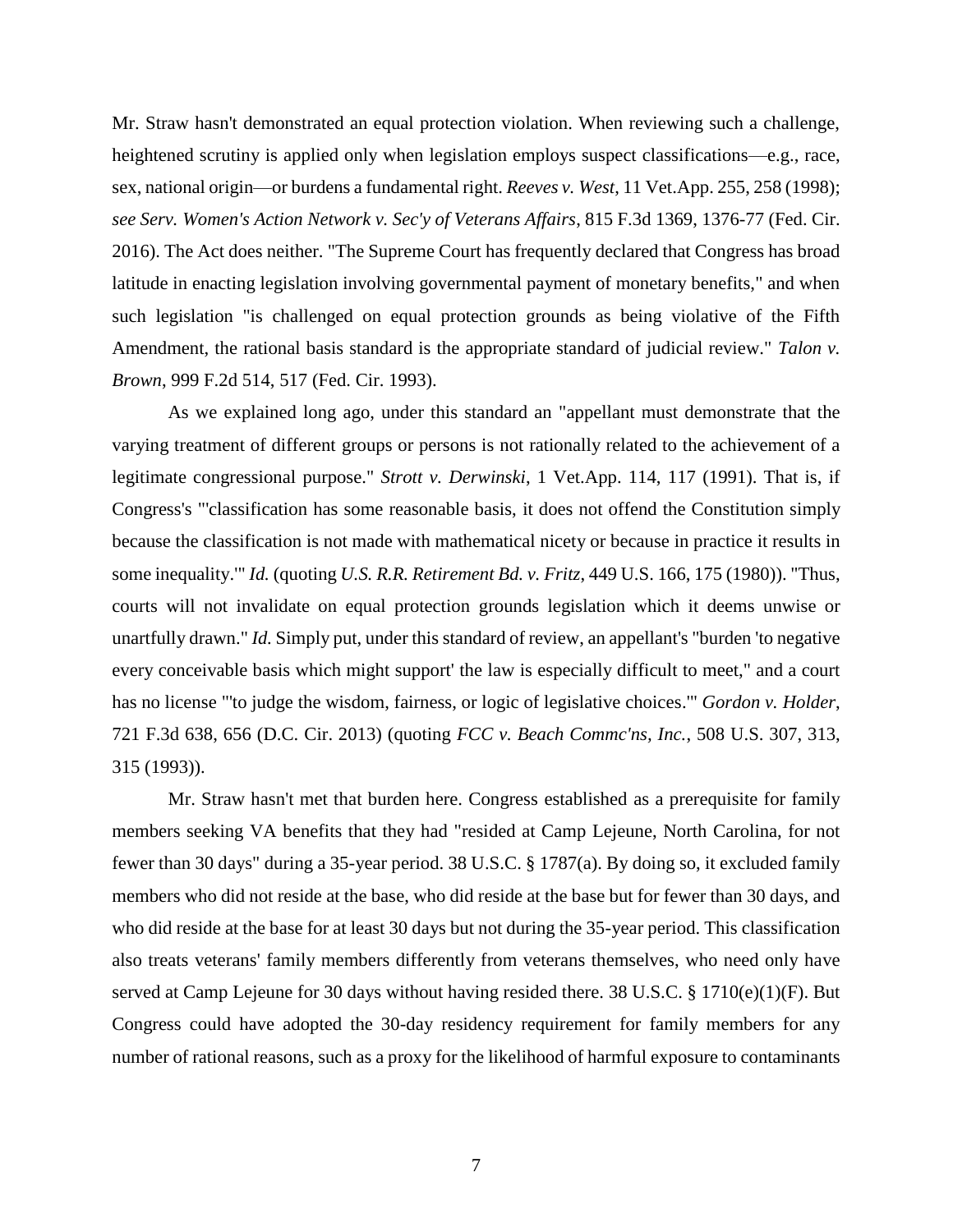Mr. Straw hasn't demonstrated an equal protection violation. When reviewing such a challenge, heightened scrutiny is applied only when legislation employs suspect classifications—e.g., race, sex, national origin—or burdens a fundamental right. *Reeves v. West*, 11 Vet.App. 255, 258 (1998); *see Serv. Women's Action Network v. Sec'y of Veterans Affairs*, 815 F.3d 1369, 1376-77 (Fed. Cir. 2016). The Act does neither. "The Supreme Court has frequently declared that Congress has broad latitude in enacting legislation involving governmental payment of monetary benefits," and when such legislation "is challenged on equal protection grounds as being violative of the Fifth Amendment, the rational basis standard is the appropriate standard of judicial review." *Talon v. Brown*, 999 F.2d 514, 517 (Fed. Cir. 1993).

As we explained long ago, under this standard an "appellant must demonstrate that the varying treatment of different groups or persons is not rationally related to the achievement of a legitimate congressional purpose." *Strott v. Derwinski*, 1 Vet.App. 114, 117 (1991). That is, if Congress's "'classification has some reasonable basis, it does not offend the Constitution simply because the classification is not made with mathematical nicety or because in practice it results in some inequality.'" *Id.* (quoting *U.S. R.R. Retirement Bd. v. Fritz*, 449 U.S. 166, 175 (1980)). "Thus, courts will not invalidate on equal protection grounds legislation which it deems unwise or unartfully drawn." *Id.* Simply put, under this standard of review, an appellant's "burden 'to negative every conceivable basis which might support' the law is especially difficult to meet," and a court has no license "'to judge the wisdom, fairness, or logic of legislative choices.'" *Gordon v. Holder*, 721 F.3d 638, 656 (D.C. Cir. 2013) (quoting *FCC v. Beach Commc'ns, Inc.*, 508 U.S. 307, 313, 315 (1993)).

Mr. Straw hasn't met that burden here. Congress established as a prerequisite for family members seeking VA benefits that they had "resided at Camp Lejeune, North Carolina, for not fewer than 30 days" during a 35-year period. 38 U.S.C. § 1787(a). By doing so, it excluded family members who did not reside at the base, who did reside at the base but for fewer than 30 days, and who did reside at the base for at least 30 days but not during the 35-year period. This classification also treats veterans' family members differently from veterans themselves, who need only have served at Camp Lejeune for 30 days without having resided there. 38 U.S.C. § 1710(e)(1)(F). But Congress could have adopted the 30-day residency requirement for family members for any number of rational reasons, such as a proxy for the likelihood of harmful exposure to contaminants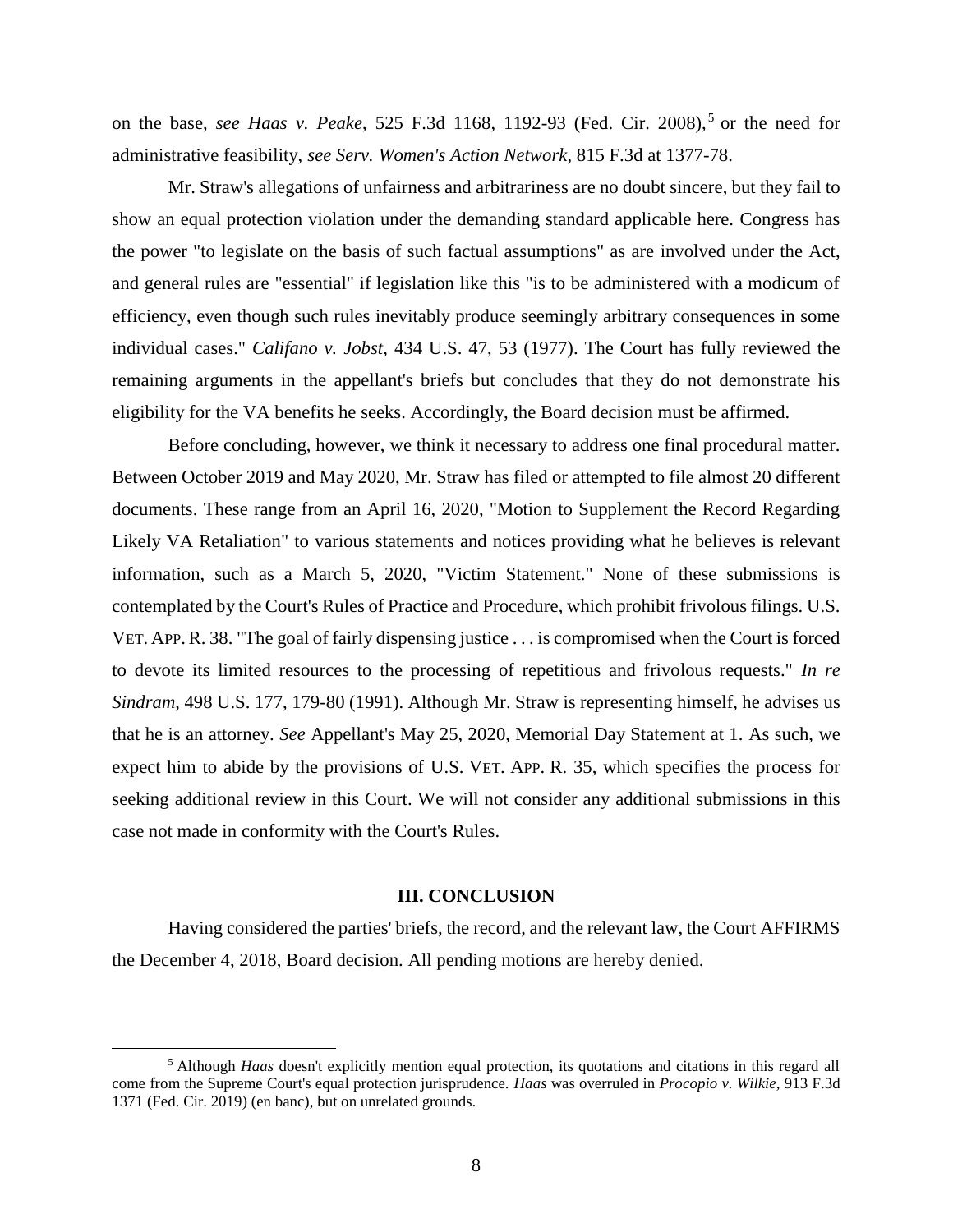on the base, *see Haas v. Peake*, 525 F.3d 1168, 1192-93 (Fed. Cir. 2008),[5] or the need for administrative feasibility, *see Serv. Women's Action Network*, 815 F.3d at 1377-78.

Mr. Straw's allegations of unfairness and arbitrariness are no doubt sincere, but they fail to show an equal protection violation under the demanding standard applicable here. Congress has the power "to legislate on the basis of such factual assumptions" as are involved under the Act, and general rules are "essential" if legislation like this "is to be administered with a modicum of efficiency, even though such rules inevitably produce seemingly arbitrary consequences in some individual cases." *Califano v. Jobst*, 434 U.S. 47, 53 (1977). The Court has fully reviewed the remaining arguments in the appellant's briefs but concludes that they do not demonstrate his eligibility for the VA benefits he seeks. Accordingly, the Board decision must be affirmed.

Before concluding, however, we think it necessary to address one final procedural matter. Between October 2019 and May 2020, Mr. Straw has filed or attempted to file almost 20 different documents. These range from an April 16, 2020, "Motion to Supplement the Record Regarding Likely VA Retaliation" to various statements and notices providing what he believes is relevant information, such as a March 5, 2020, "Victim Statement." None of these submissions is contemplated by the Court's Rules of Practice and Procedure, which prohibit frivolous filings. U.S. VET. APP. R. 38. "The goal of fairly dispensing justice . . . is compromised when the Court is forced to devote its limited resources to the processing of repetitious and frivolous requests." *In re Sindram*, 498 U.S. 177, 179-80 (1991). Although Mr. Straw is representing himself, he advises us that he is an attorney. *See* Appellant's May 25, 2020, Memorial Day Statement at 1. As such, we expect him to abide by the provisions of U.S. VET. APP. R. 35, which specifies the process for seeking additional review in this Court. We will not consider any additional submissions in this case not made in conformity with the Court's Rules.

## III. CONCLUSION

Having considered the parties' briefs, the record, and the relevant law, the Court AFFIRMS the December 4, 2018, Board decision. All pending motions are hereby denied.

---

[5] Although *Haas* doesn't explicitly mention equal protection, its quotations and citations in this regard all come from the Supreme Court's equal protection jurisprudence. *Haas* was overruled in *Procopio v. Wilkie*, 913 F.3d 1371 (Fed. Cir. 2019) (en banc), but on unrelated grounds.